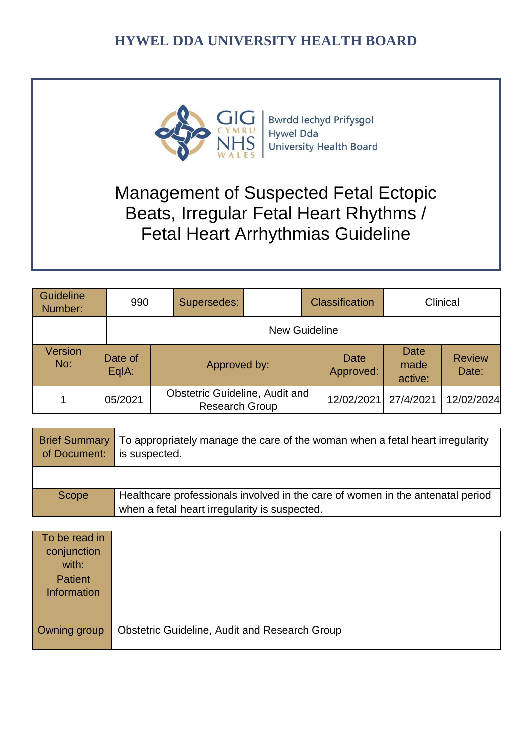# HYWEL DDA UNIVERSITY HEALTH BOARD

GIG CYMRU NHS WALES | Bwrdd Iechyd Prifysgol Hywel Dda University Health Board

## Management of Suspected Fetal Ectopic Beats, Irregular Fetal Heart Rhythms / Fetal Heart Arrhythmias Guideline

| Guideline Number: | 990 | Supersedes: | | Classification | Clinical |
|---|---|---|---|---|---|
| | New Guideline | | | | |

| Version No: | Date of EqIA: | Approved by: | Date Approved: | Date made active: | Review Date: |
|---|---|---|---|---|---|
| 1 | 05/2021 | Obstetric Guideline, Audit and Research Group | 12/02/2021 | 27/4/2021 | 12/02/2024 |

| Brief Summary of Document: | To appropriately manage the care of the woman when a fetal heart irregularity is suspected. |
|---|---|
| | |
| Scope | Healthcare professionals involved in the care of women in the antenatal period when a fetal heart irregularity is suspected. |

| To be read in conjunction with: | |
|---|---|
| Patient Information | |
| Owning group | Obstetric Guideline, Audit and Research Group |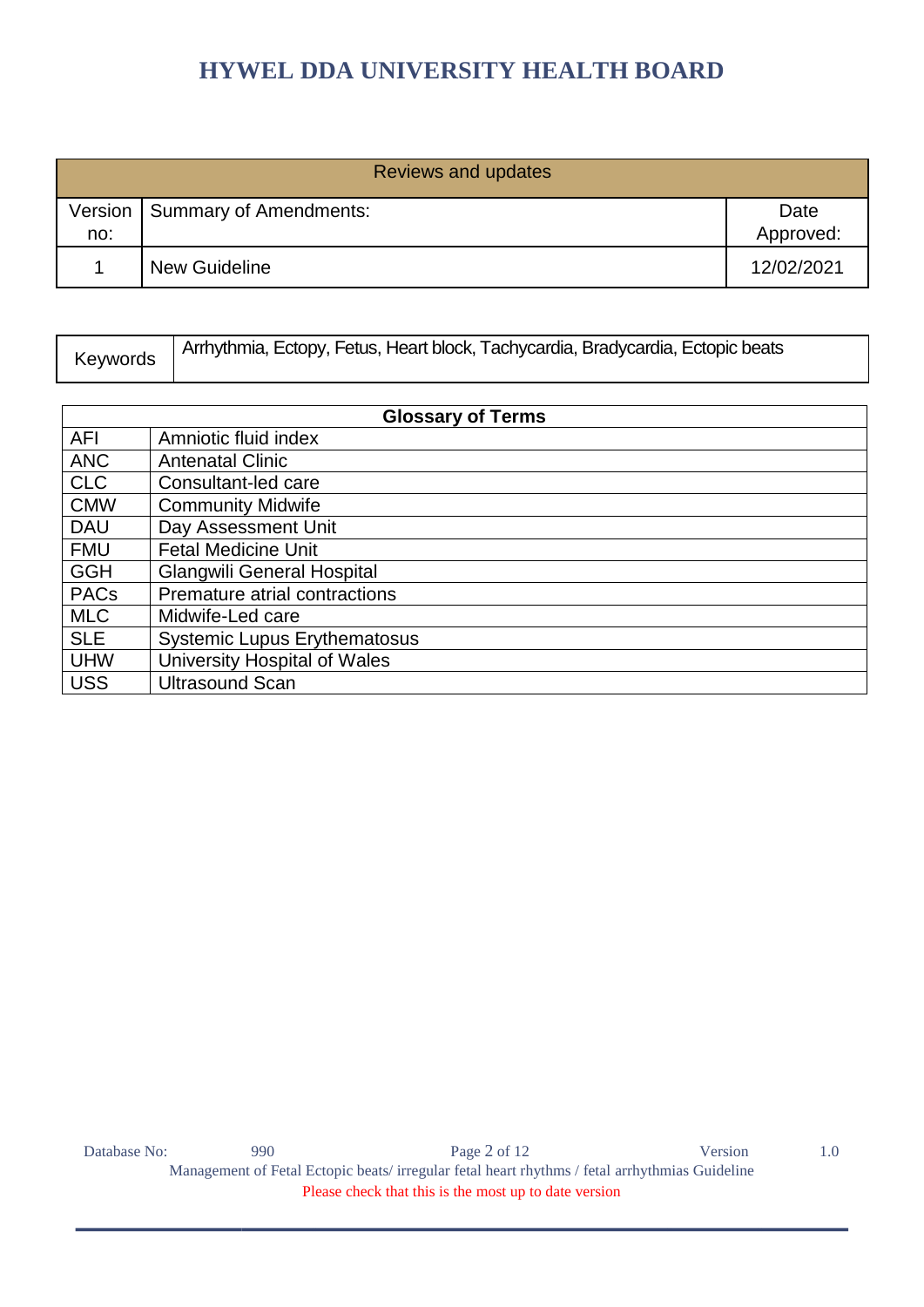| Reviews and updates | | |
|---|---|---|
| Version no: | Summary of Amendments: | Date Approved: |
| 1 | New Guideline | 12/02/2021 |

| Keywords | Arrhythmia, Ectopy, Fetus, Heart block, Tachycardia, Bradycardia, Ectopic beats |
|---|---|

| **Glossary of Terms** | |
|---|---|
| AFI | Amniotic fluid index |
| ANC | Antenatal Clinic |
| CLC | Consultant-led care |
| CMW | Community Midwife |
| DAU | Day Assessment Unit |
| FMU | Fetal Medicine Unit |
| GGH | Glangwili General Hospital |
| PACs | Premature atrial contractions |
| MLC | Midwife-Led care |
| SLE | Systemic Lupus Erythematosus |
| UHW | University Hospital of Wales |
| USS | Ultrasound Scan |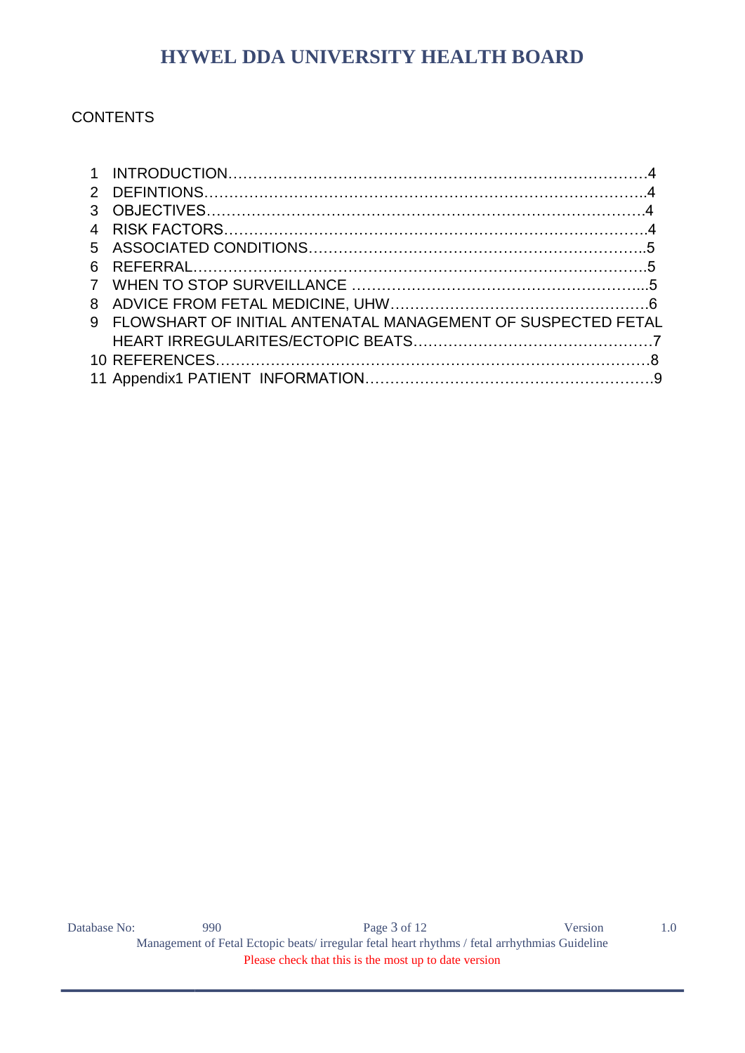CONTENTS

1. INTRODUCTION……………………………………………………………………………4
2. DEFINTIONS…………………………………………………………………………….4
3. OBJECTIVES……………………………………………………………………………4
4. RISK FACTORS…………………………………………………………………………4
5. ASSOCIATED CONDITIONS…………………………………………………………..5
6. REFERRAL……………………………………………………………………………….5
7. WHEN TO STOP SURVEILLANCE …………………………………………………...5
8. ADVICE FROM FETAL MEDICINE, UHW…………………………………………….6
9. FLOWSHART OF INITIAL ANTENATAL MANAGEMENT OF SUSPECTED FETAL HEART IRREGULARITES/ECTOPIC BEATS………………………………………..7
10. REFERENCES…………………………………………………………………………8
11. Appendix1 PATIENT INFORMATION………………………………………………….9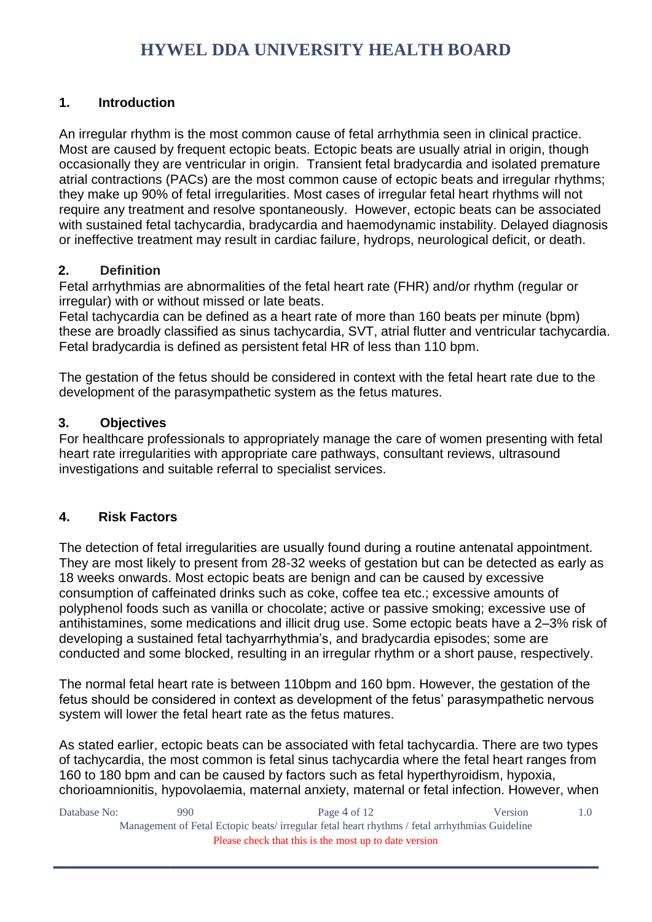## 1. Introduction

An irregular rhythm is the most common cause of fetal arrhythmia seen in clinical practice. Most are caused by frequent ectopic beats. Ectopic beats are usually atrial in origin, though occasionally they are ventricular in origin. Transient fetal bradycardia and isolated premature atrial contractions (PACs) are the most common cause of ectopic beats and irregular rhythms; they make up 90% of fetal irregularities. Most cases of irregular fetal heart rhythms will not require any treatment and resolve spontaneously. However, ectopic beats can be associated with sustained fetal tachycardia, bradycardia and haemodynamic instability. Delayed diagnosis or ineffective treatment may result in cardiac failure, hydrops, neurological deficit, or death.

## 2. Definition

Fetal arrhythmias are abnormalities of the fetal heart rate (FHR) and/or rhythm (regular or irregular) with or without missed or late beats.
Fetal tachycardia can be defined as a heart rate of more than 160 beats per minute (bpm) these are broadly classified as sinus tachycardia, SVT, atrial flutter and ventricular tachycardia. Fetal bradycardia is defined as persistent fetal HR of less than 110 bpm.

The gestation of the fetus should be considered in context with the fetal heart rate due to the development of the parasympathetic system as the fetus matures.

## 3. Objectives

For healthcare professionals to appropriately manage the care of women presenting with fetal heart rate irregularities with appropriate care pathways, consultant reviews, ultrasound investigations and suitable referral to specialist services.

## 4. Risk Factors

The detection of fetal irregularities are usually found during a routine antenatal appointment. They are most likely to present from 28-32 weeks of gestation but can be detected as early as 18 weeks onwards. Most ectopic beats are benign and can be caused by excessive consumption of caffeinated drinks such as coke, coffee tea etc.; excessive amounts of polyphenol foods such as vanilla or chocolate; active or passive smoking; excessive use of antihistamines, some medications and illicit drug use. Some ectopic beats have a 2–3% risk of developing a sustained fetal tachyarrhythmia's, and bradycardia episodes; some are conducted and some blocked, resulting in an irregular rhythm or a short pause, respectively.

The normal fetal heart rate is between 110bpm and 160 bpm. However, the gestation of the fetus should be considered in context as development of the fetus' parasympathetic nervous system will lower the fetal heart rate as the fetus matures.

As stated earlier, ectopic beats can be associated with fetal tachycardia. There are two types of tachycardia, the most common is fetal sinus tachycardia where the fetal heart ranges from 160 to 180 bpm and can be caused by factors such as fetal hyperthyroidism, hypoxia, chorioamnionitis, hypovolaemia, maternal anxiety, maternal or fetal infection. However, when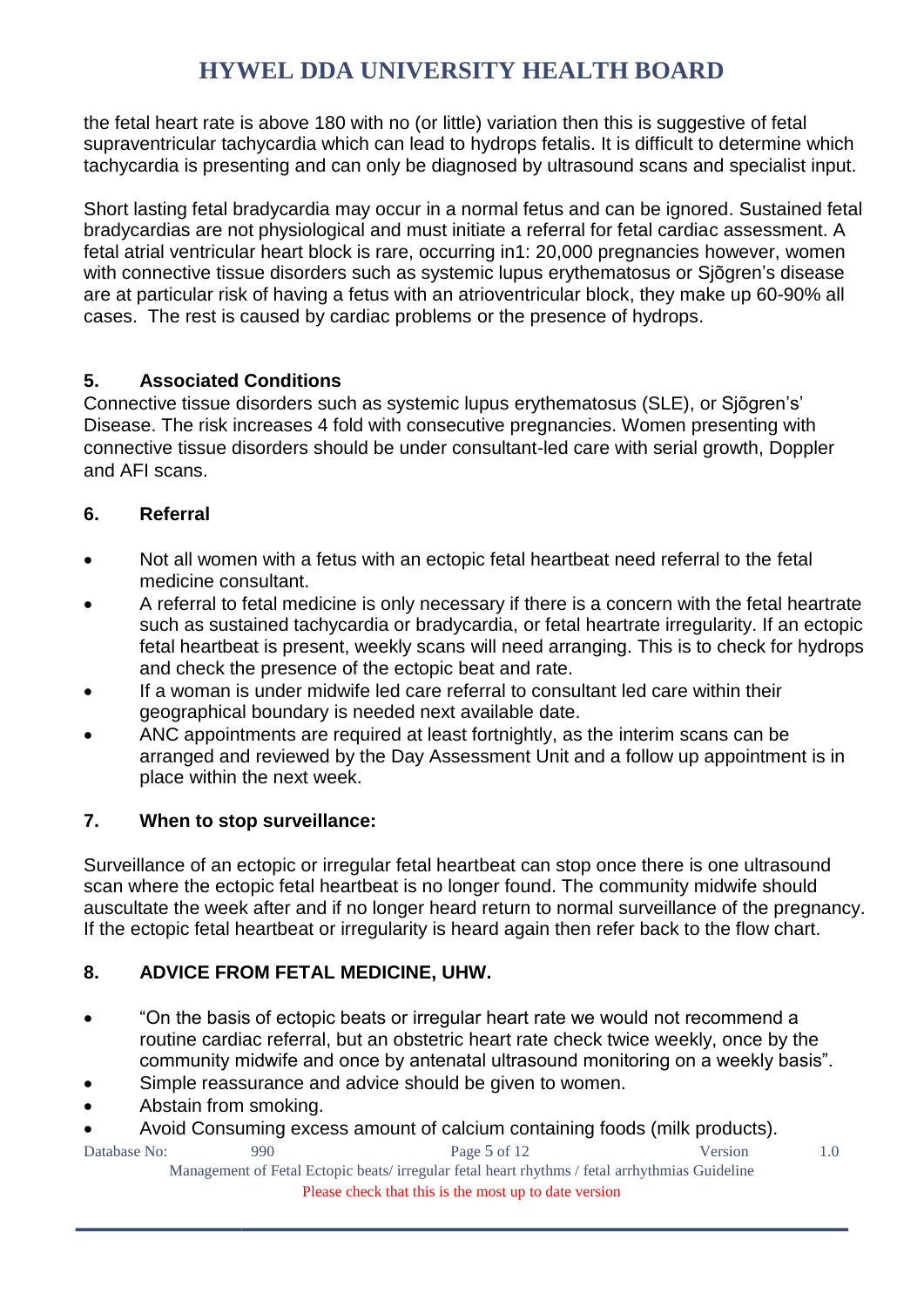the fetal heart rate is above 180 with no (or little) variation then this is suggestive of fetal supraventricular tachycardia which can lead to hydrops fetalis. It is difficult to determine which tachycardia is presenting and can only be diagnosed by ultrasound scans and specialist input.

Short lasting fetal bradycardia may occur in a normal fetus and can be ignored. Sustained fetal bradycardias are not physiological and must initiate a referral for fetal cardiac assessment. A fetal atrial ventricular heart block is rare, occurring in1: 20,000 pregnancies however, women with connective tissue disorders such as systemic lupus erythematosus or Sjõgren's disease are at particular risk of having a fetus with an atrioventricular block, they make up 60-90% all cases. The rest is caused by cardiac problems or the presence of hydrops.

## 5. Associated Conditions

Connective tissue disorders such as systemic lupus erythematosus (SLE), or Sjõgren's' Disease. The risk increases 4 fold with consecutive pregnancies. Women presenting with connective tissue disorders should be under consultant-led care with serial growth, Doppler and AFI scans.

## 6. Referral

- Not all women with a fetus with an ectopic fetal heartbeat need referral to the fetal medicine consultant.
- A referral to fetal medicine is only necessary if there is a concern with the fetal heartrate such as sustained tachycardia or bradycardia, or fetal heartrate irregularity. If an ectopic fetal heartbeat is present, weekly scans will need arranging. This is to check for hydrops and check the presence of the ectopic beat and rate.
- If a woman is under midwife led care referral to consultant led care within their geographical boundary is needed next available date.
- ANC appointments are required at least fortnightly, as the interim scans can be arranged and reviewed by the Day Assessment Unit and a follow up appointment is in place within the next week.

## 7. When to stop surveillance:

Surveillance of an ectopic or irregular fetal heartbeat can stop once there is one ultrasound scan where the ectopic fetal heartbeat is no longer found. The community midwife should auscultate the week after and if no longer heard return to normal surveillance of the pregnancy. If the ectopic fetal heartbeat or irregularity is heard again then refer back to the flow chart.

## 8. ADVICE FROM FETAL MEDICINE, UHW.

- "On the basis of ectopic beats or irregular heart rate we would not recommend a routine cardiac referral, but an obstetric heart rate check twice weekly, once by the community midwife and once by antenatal ultrasound monitoring on a weekly basis".
- Simple reassurance and advice should be given to women.
- Abstain from smoking.
- Avoid Consuming excess amount of calcium containing foods (milk products).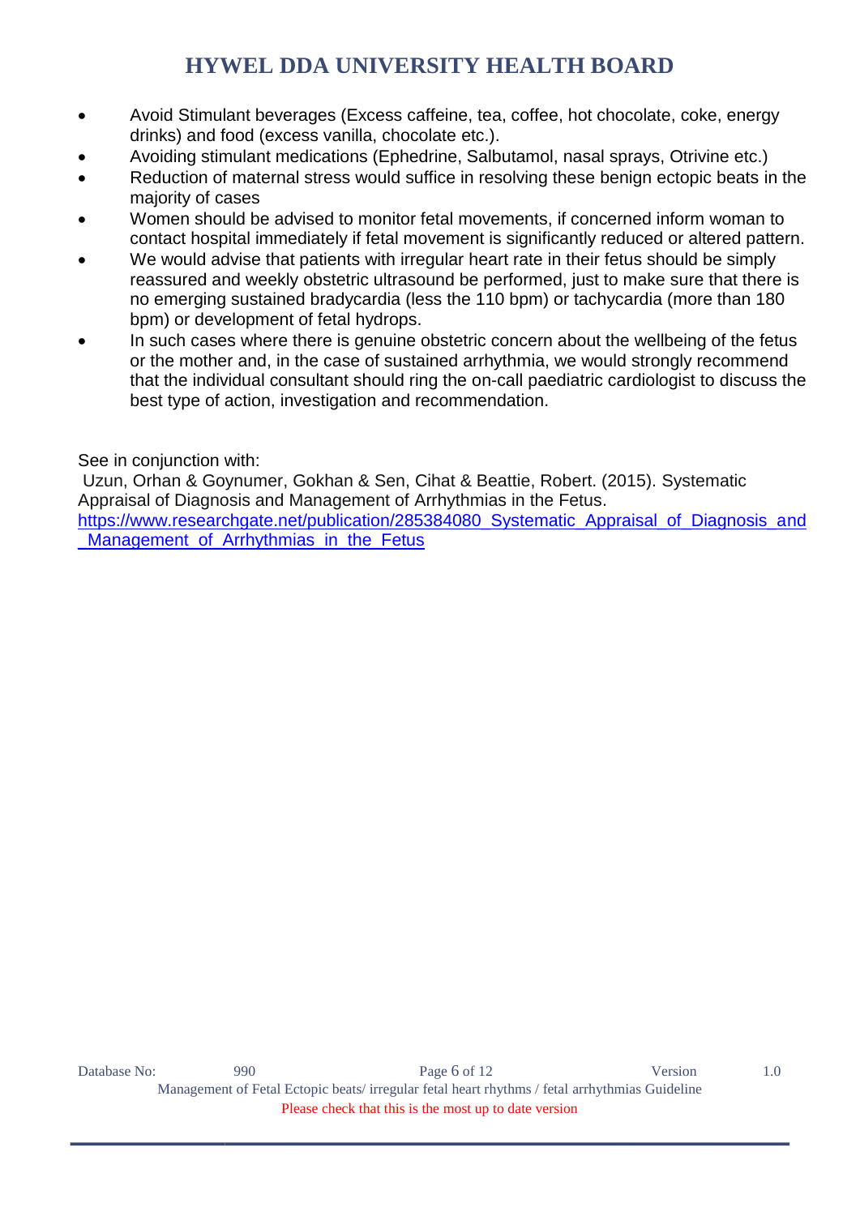- Avoid Stimulant beverages (Excess caffeine, tea, coffee, hot chocolate, coke, energy drinks) and food (excess vanilla, chocolate etc.).
- Avoiding stimulant medications (Ephedrine, Salbutamol, nasal sprays, Otrivine etc.)
- Reduction of maternal stress would suffice in resolving these benign ectopic beats in the majority of cases
- Women should be advised to monitor fetal movements, if concerned inform woman to contact hospital immediately if fetal movement is significantly reduced or altered pattern.
- We would advise that patients with irregular heart rate in their fetus should be simply reassured and weekly obstetric ultrasound be performed, just to make sure that there is no emerging sustained bradycardia (less the 110 bpm) or tachycardia (more than 180 bpm) or development of fetal hydrops.
- In such cases where there is genuine obstetric concern about the wellbeing of the fetus or the mother and, in the case of sustained arrhythmia, we would strongly recommend that the individual consultant should ring the on-call paediatric cardiologist to discuss the best type of action, investigation and recommendation.

See in conjunction with:
Uzun, Orhan & Goynumer, Gokhan & Sen, Cihat & Beattie, Robert. (2015). Systematic Appraisal of Diagnosis and Management of Arrhythmias in the Fetus.
https://www.researchgate.net/publication/285384080_Systematic_Appraisal_of_Diagnosis_and_Management_of_Arrhythmias_in_the_Fetus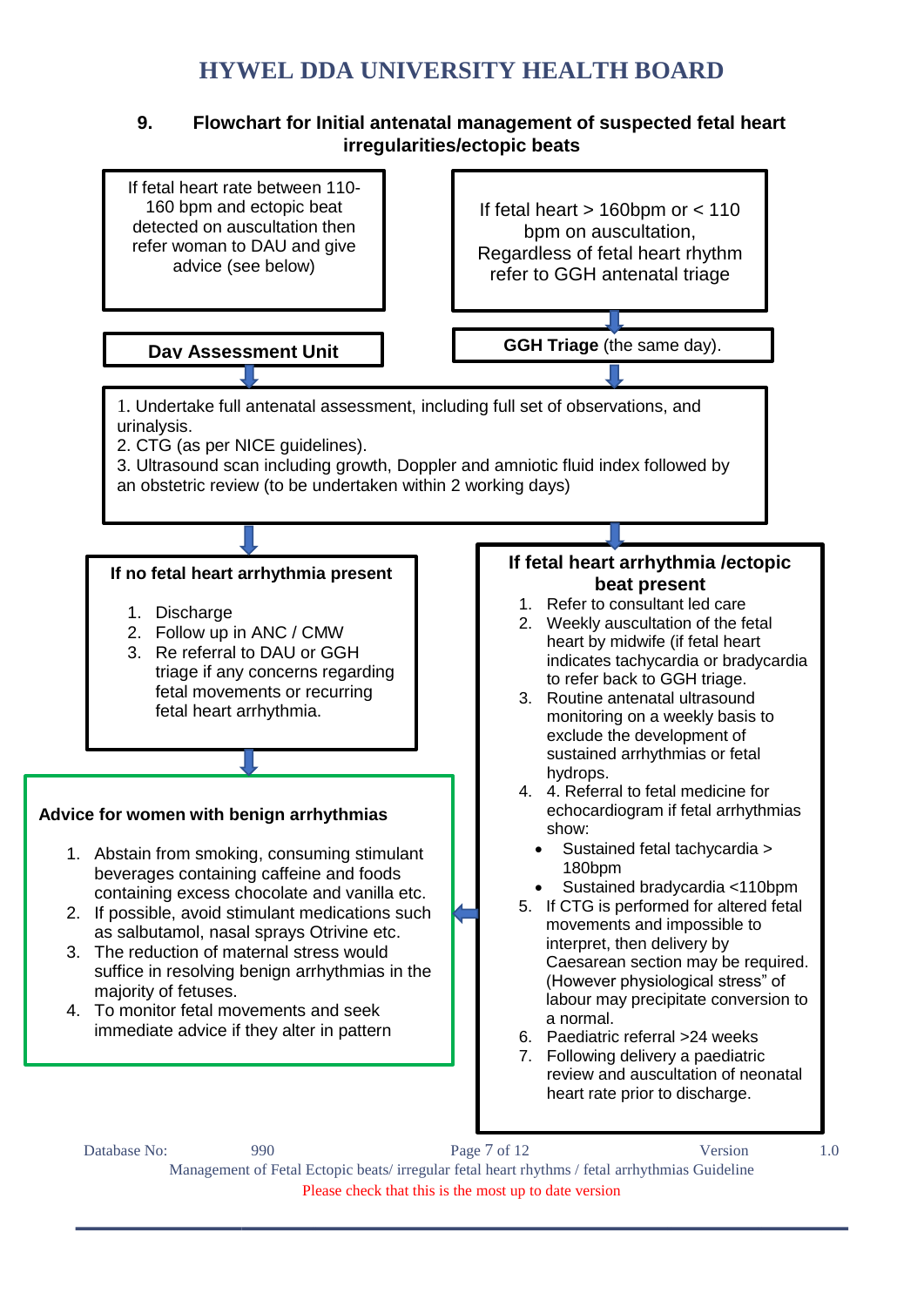## 9. Flowchart for Initial antenatal management of suspected fetal heart irregularities/ectopic beats

If fetal heart rate between 110-160 bpm and ectopic beat detected on auscultation then refer woman to DAU and give advice (see below)

**Day Assessment Unit**

If fetal heart > 160bpm or < 110 bpm on auscultation, Regardless of fetal heart rhythm refer to GGH antenatal triage

**GGH Triage** (the same day).

1. Undertake full antenatal assessment, including full set of observations, and urinalysis.
2. CTG (as per NICE guidelines).
3. Ultrasound scan including growth, Doppler and amniotic fluid index followed by an obstetric review (to be undertaken within 2 working days)

**If no fetal heart arrhythmia present**

1. Discharge
2. Follow up in ANC / CMW
3. Re referral to DAU or GGH triage if any concerns regarding fetal movements or recurring fetal heart arrhythmia.

**Advice for women with benign arrhythmias**

1. Abstain from smoking, consuming stimulant beverages containing caffeine and foods containing excess chocolate and vanilla etc.
2. If possible, avoid stimulant medications such as salbutamol, nasal sprays Otrivine etc.
3. The reduction of maternal stress would suffice in resolving benign arrhythmias in the majority of fetuses.
4. To monitor fetal movements and seek immediate advice if they alter in pattern

**If fetal heart arrhythmia /ectopic beat present**

1. Refer to consultant led care
2. Weekly auscultation of the fetal heart by midwife (if fetal heart indicates tachycardia or bradycardia to refer back to GGH triage.
3. Routine antenatal ultrasound monitoring on a weekly basis to exclude the development of sustained arrhythmias or fetal hydrops.
4. 4. Referral to fetal medicine for echocardiogram if fetal arrhythmias show:
   - Sustained fetal tachycardia > 180bpm
   - Sustained bradycardia <110bpm
5. If CTG is performed for altered fetal movements and impossible to interpret, then delivery by Caesarean section may be required. (However physiological stress" of labour may precipitate conversion to a normal.
6. Paediatric referral >24 weeks
7. Following delivery a paediatric review and auscultation of neonatal heart rate prior to discharge.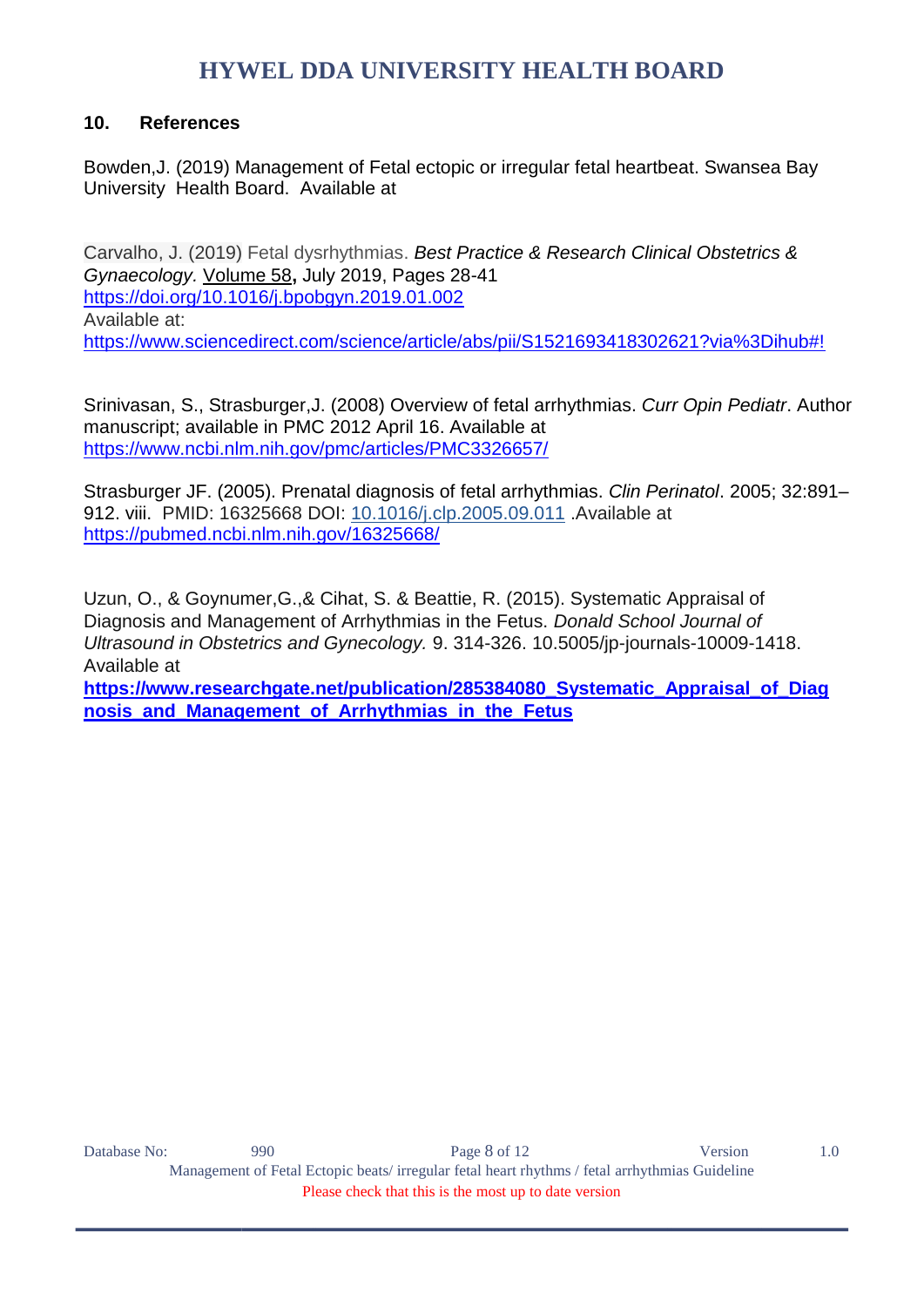## 10. References

Bowden,J. (2019) Management of Fetal ectopic or irregular fetal heartbeat. Swansea Bay University Health Board. Available at

Carvalho, J. (2019) Fetal dysrhythmias. *Best Practice & Research Clinical Obstetrics & Gynaecology.* Volume 58**,** July 2019, Pages 28-41
https://doi.org/10.1016/j.bpobgyn.2019.01.002
Available at:
https://www.sciencedirect.com/science/article/abs/pii/S1521693418302621?via%3Dihub#!

Srinivasan, S., Strasburger,J. (2008) Overview of fetal arrhythmias. *Curr Opin Pediatr*. Author manuscript; available in PMC 2012 April 16. Available at
https://www.ncbi.nlm.nih.gov/pmc/articles/PMC3326657/

Strasburger JF. (2005). Prenatal diagnosis of fetal arrhythmias. *Clin Perinatol*. 2005; 32:891–912. viii. PMID: 16325668 DOI: 10.1016/j.clp.2005.09.011 .Available at
https://pubmed.ncbi.nlm.nih.gov/16325668/

Uzun, O., & Goynumer,G.,& Cihat, S. & Beattie, R. (2015). Systematic Appraisal of Diagnosis and Management of Arrhythmias in the Fetus. *Donald School Journal of Ultrasound in Obstetrics and Gynecology.* 9. 314-326. 10.5005/jp-journals-10009-1418. Available at
**https://www.researchgate.net/publication/285384080_Systematic_Appraisal_of_Diagnosis_and_Management_of_Arrhythmias_in_the_Fetus**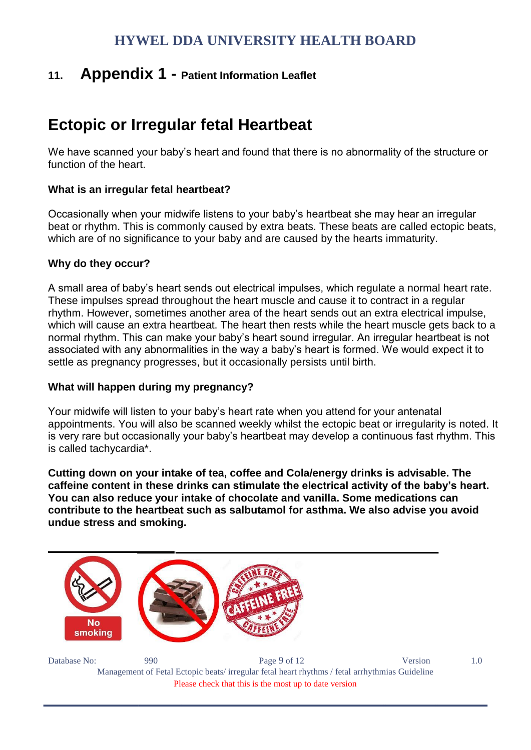## 11. Appendix 1 - Patient Information Leaflet

# Ectopic or Irregular fetal Heartbeat

We have scanned your baby's heart and found that there is no abnormality of the structure or function of the heart.

### What is an irregular fetal heartbeat?

Occasionally when your midwife listens to your baby's heartbeat she may hear an irregular beat or rhythm. This is commonly caused by extra beats. These beats are called ectopic beats, which are of no significance to your baby and are caused by the hearts immaturity.

### Why do they occur?

A small area of baby's heart sends out electrical impulses, which regulate a normal heart rate. These impulses spread throughout the heart muscle and cause it to contract in a regular rhythm. However, sometimes another area of the heart sends out an extra electrical impulse, which will cause an extra heartbeat. The heart then rests while the heart muscle gets back to a normal rhythm. This can make your baby's heart sound irregular. An irregular heartbeat is not associated with any abnormalities in the way a baby's heart is formed. We would expect it to settle as pregnancy progresses, but it occasionally persists until birth.

### What will happen during my pregnancy?

Your midwife will listen to your baby's heart rate when you attend for your antenatal appointments. You will also be scanned weekly whilst the ectopic beat or irregularity is noted. It is very rare but occasionally your baby's heartbeat may develop a continuous fast rhythm. This is called tachycardia*.

**Cutting down on your intake of tea, coffee and Cola/energy drinks is advisable. The caffeine content in these drinks can stimulate the electrical activity of the baby's heart. You can also reduce your intake of chocolate and vanilla. Some medications can contribute to the heartbeat such as salbutamol for asthma. We also advise you avoid undue stress and smoking.**

No smoking

CAFFEINE FREE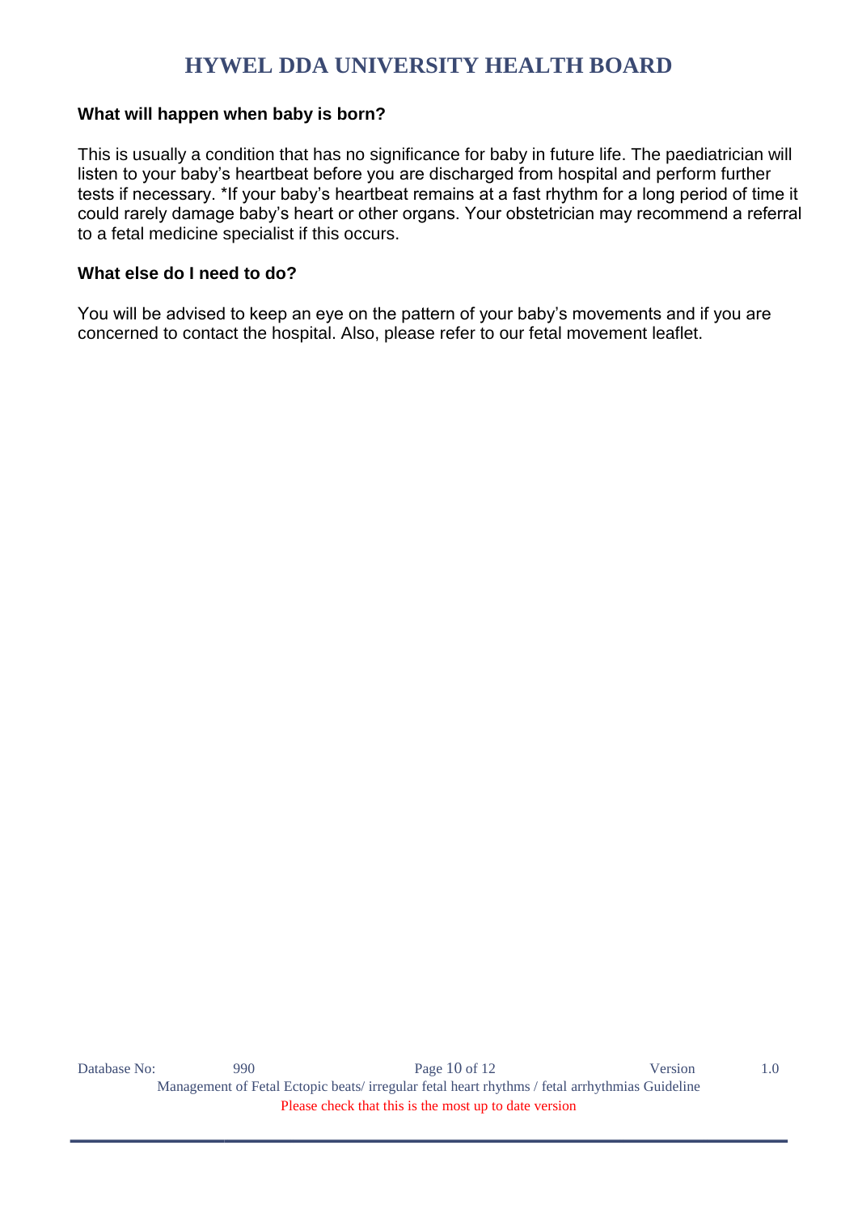### What will happen when baby is born?

This is usually a condition that has no significance for baby in future life. The paediatrician will listen to your baby's heartbeat before you are discharged from hospital and perform further tests if necessary. *If your baby's heartbeat remains at a fast rhythm for a long period of time it could rarely damage baby's heart or other organs. Your obstetrician may recommend a referral to a fetal medicine specialist if this occurs.

### What else do I need to do?

You will be advised to keep an eye on the pattern of your baby's movements and if you are concerned to contact the hospital. Also, please refer to our fetal movement leaflet.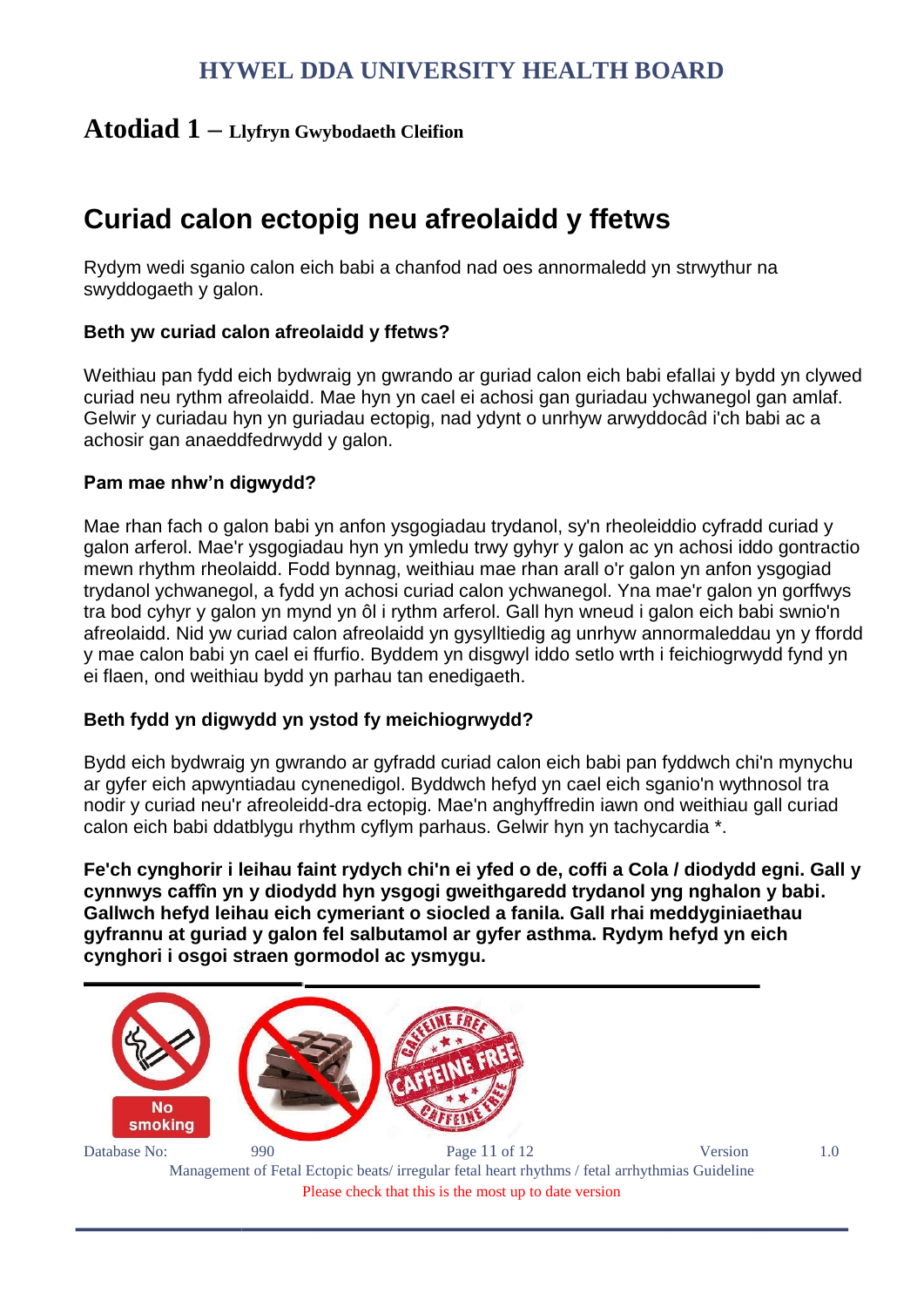## Atodiad 1 – Llyfryn Gwybodaeth Cleifion

# Curiad calon ectopig neu afreolaidd y ffetws

Rydym wedi sganio calon eich babi a chanfod nad oes annormaledd yn strwythur na swyddogaeth y galon.

### Beth yw curiad calon afreolaidd y ffetws?

Weithiau pan fydd eich bydwraig yn gwrando ar guriad calon eich babi efallai y bydd yn clywed curiad neu rythm afreolaidd. Mae hyn yn cael ei achosi gan guriadau ychwanegol gan amlaf. Gelwir y curiadau hyn yn guriadau ectopig, nad ydynt o unrhyw arwyddocâd i'ch babi ac a achosir gan anaeddfedrwydd y galon.

### Pam mae nhw'n digwydd?

Mae rhan fach o galon babi yn anfon ysgogiadau trydanol, sy'n rheoleiddio cyfradd curiad y galon arferol. Mae'r ysgogiadau hyn yn ymledu trwy gyhyr y galon ac yn achosi iddo gontractio mewn rhythm rheolaidd. Fodd bynnag, weithiau mae rhan arall o'r galon yn anfon ysgogiad trydanol ychwanegol, a fydd yn achosi curiad calon ychwanegol. Yna mae'r galon yn gorffwys tra bod cyhyr y galon yn mynd yn ôl i rythm arferol. Gall hyn wneud i galon eich babi swnio'n afreolaidd. Nid yw curiad calon afreolaidd yn gysylltiedig ag unrhyw annormaleddau yn y ffordd y mae calon babi yn cael ei ffurfio. Byddem yn disgwyl iddo setlo wrth i feichiogrwydd fynd yn ei flaen, ond weithiau bydd yn parhau tan enedigaeth.

### Beth fydd yn digwydd yn ystod fy meichiogrwydd?

Bydd eich bydwraig yn gwrando ar gyfradd curiad calon eich babi pan fyddwch chi'n mynychu ar gyfer eich apwyntiadau cynenedigol. Byddwch hefyd yn cael eich sganio'n wythnosol tra nodir y curiad neu'r afreoleidd-dra ectopig. Mae'n anghyffredin iawn ond weithiau gall curiad calon eich babi ddatblygu rhythm cyflym parhaus. Gelwir hyn yn tachycardia *.

**Fe'ch cynghorir i leihau faint rydych chi'n ei yfed o de, coffi a Cola / diodydd egni. Gall y cynnwys caffîn yn y diodydd hyn ysgogi gweithgaredd trydanol yng nghalon y babi. Gallwch hefyd leihau eich cymeriant o siocled a fanila. Gall rhai meddyginiaethau gyfrannu at guriad y galon fel salbutamol ar gyfer asthma. Rydym hefyd yn eich cynghori i osgoi straen gormodol ac ysmygu.**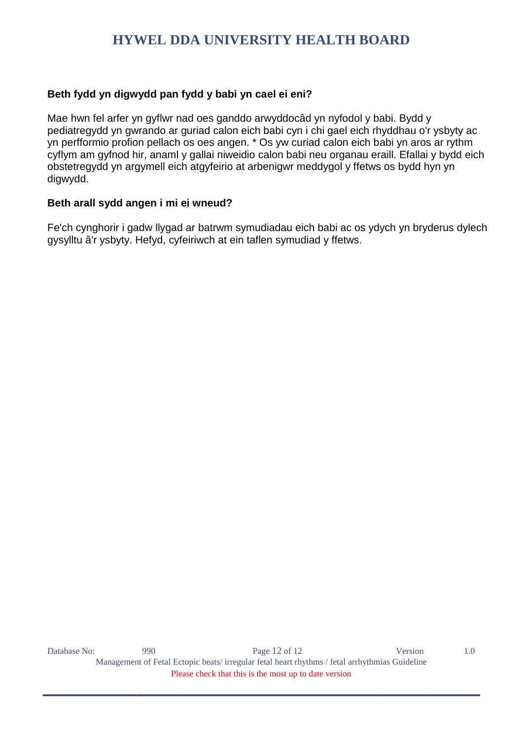**Beth fydd yn digwydd pan fydd y babi yn cael ei eni?**

Mae hwn fel arfer yn gyflwr nad oes ganddo arwyddocâd yn nyfodol y babi. Bydd y pediatregydd yn gwrando ar guriad calon eich babi cyn i chi gael eich rhyddhau o'r ysbyty ac yn perfformio profion pellach os oes angen. * Os yw curiad calon eich babi yn aros ar rythm cyflym am gyfnod hir, anaml y gallai niweidio calon babi neu organau eraill. Efallai y bydd eich obstetregydd yn argymell eich atgyfeirio at arbenigwr meddygol y ffetws os bydd hyn yn digwydd.

**Beth arall sydd angen i mi ei wneud?**

Fe'ch cynghorir i gadw llygad ar batrwm symudiadau eich babi ac os ydych yn bryderus dylech gysylltu â'r ysbyty. Hefyd, cyfeiriwch at ein taflen symudiad y ffetws.